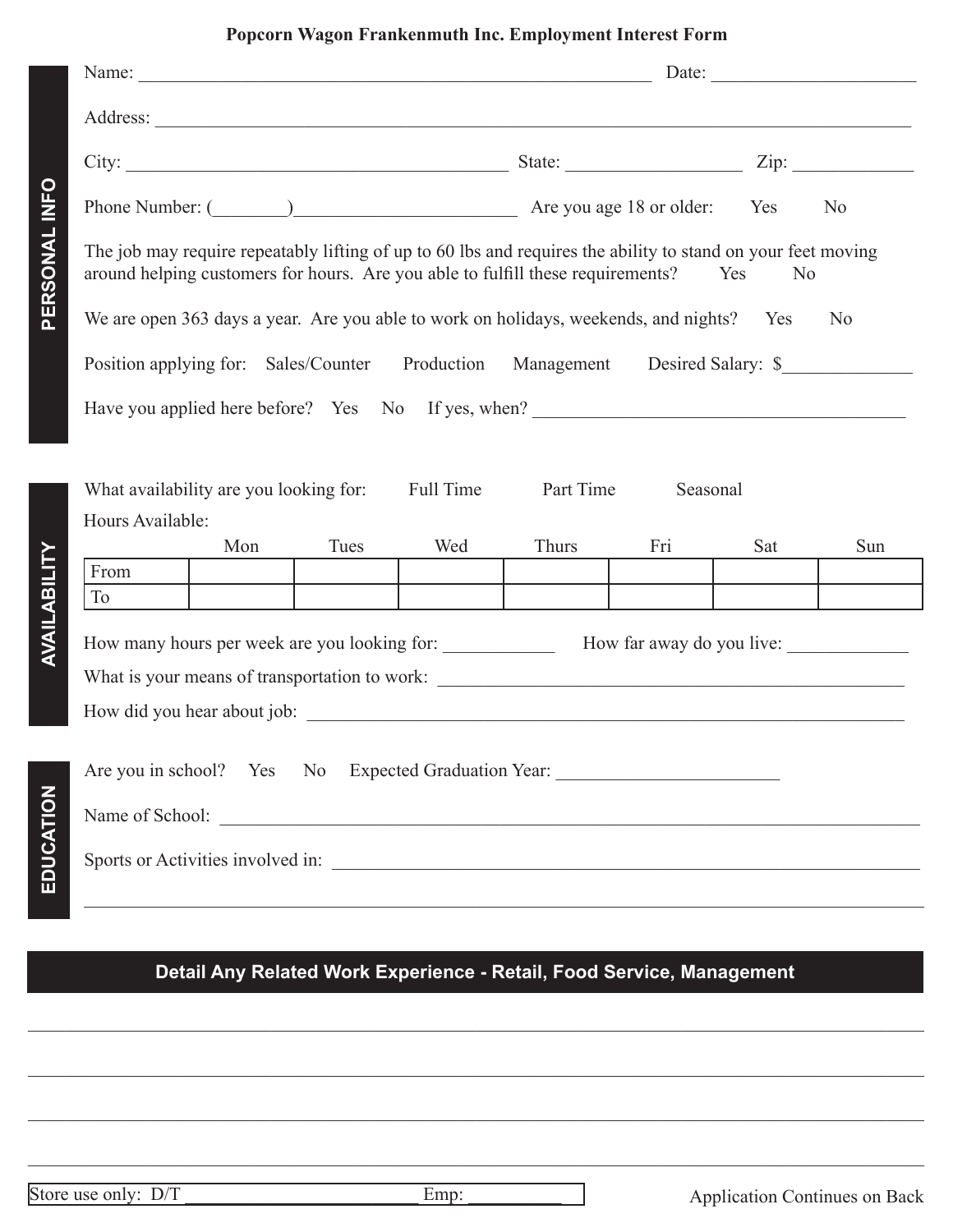# Popcorn Wagon Frankenmuth Inc. Employment Interest Form

## PERSONAL INFO

Name: ____________________________________________________________ Date: ______________________

Address: ___________________________________________________________________________________

City: ____________________________________________ State: ___________________ Zip: _____________

Phone Number: (________)________________________ Are you age 18 or older: Yes No

The job may require repeatably lifting of up to 60 lbs and requires the ability to stand on your feet moving around helping customers for hours. Are you able to fulfill these requirements? Yes No

We are open 363 days a year. Are you able to work on holidays, weekends, and nights? Yes No

Position applying for: Sales/Counter Production Management Desired Salary: $______________

Have you applied here before? Yes No If yes, when? ________________________________________

## AVAILABILITY

What availability are you looking for: Full Time Part Time Seasonal

Hours Available:

| | Mon | Tues | Wed | Thurs | Fri | Sat | Sun |
|---|---|---|---|---|---|---|---|
| From | | | | | | | |
| To | | | | | | | |

How many hours per week are you looking for: ____________ How far away do you live: _____________

What is your means of transportation to work: _____________________________________________________

How did you hear about job: ______________________________________________________________________

## EDUCATION

Are you in school? Yes No Expected Graduation Year: ________________________

Name of School: ____________________________________________________________________________

Sports or Activities involved in: ________________________________________________________________

_____________________________________________________________________________________________

## Detail Any Related Work Experience - Retail, Food Service, Management

_____________________________________________________________________________________________

_____________________________________________________________________________________________

_____________________________________________________________________________________________

_____________________________________________________________________________________________

Store use only: D/T _________________________ Emp: __________

Application Continues on Back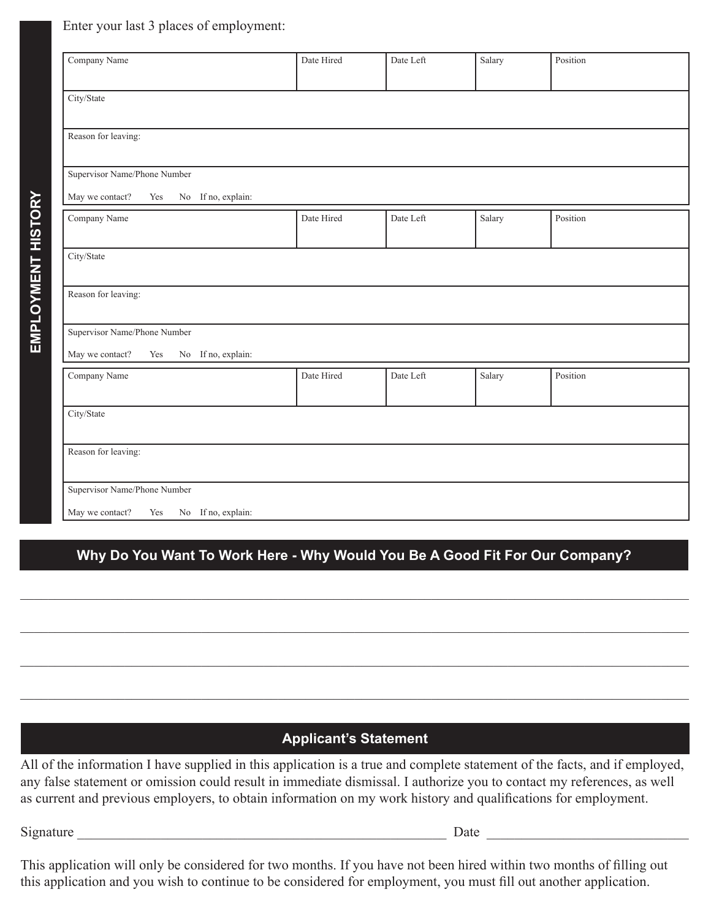## EMPLOYMENT HISTORY

Enter your last 3 places of employment:

| Company Name | Date Hired | Date Left | Salary | Position |
|---|---|---|---|---|
| City/State | | | | |
| Reason for leaving: | | | | |
| Supervisor Name/Phone Number<br>May we contact? Yes No If no, explain: | | | | |

| Company Name | Date Hired | Date Left | Salary | Position |
|---|---|---|---|---|
| City/State | | | | |
| Reason for leaving: | | | | |
| Supervisor Name/Phone Number<br>May we contact? Yes No If no, explain: | | | | |

| Company Name | Date Hired | Date Left | Salary | Position |
|---|---|---|---|---|
| City/State | | | | |
| Reason for leaving: | | | | |
| Supervisor Name/Phone Number<br>May we contact? Yes No If no, explain: | | | | |

## Why Do You Want To Work Here - Why Would You Be A Good Fit For Our Company?

_______________________________________________________________________________

_______________________________________________________________________________

_______________________________________________________________________________

_______________________________________________________________________________

## Applicant's Statement

All of the information I have supplied in this application is a true and complete statement of the facts, and if employed, any false statement or omission could result in immediate dismissal. I authorize you to contact my references, as well as current and previous employers, to obtain information on my work history and qualifications for employment.

Signature ______________________________________________ Date ________________________

This application will only be considered for two months. If you have not been hired within two months of filling out this application and you wish to continue to be considered for employment, you must fill out another application.